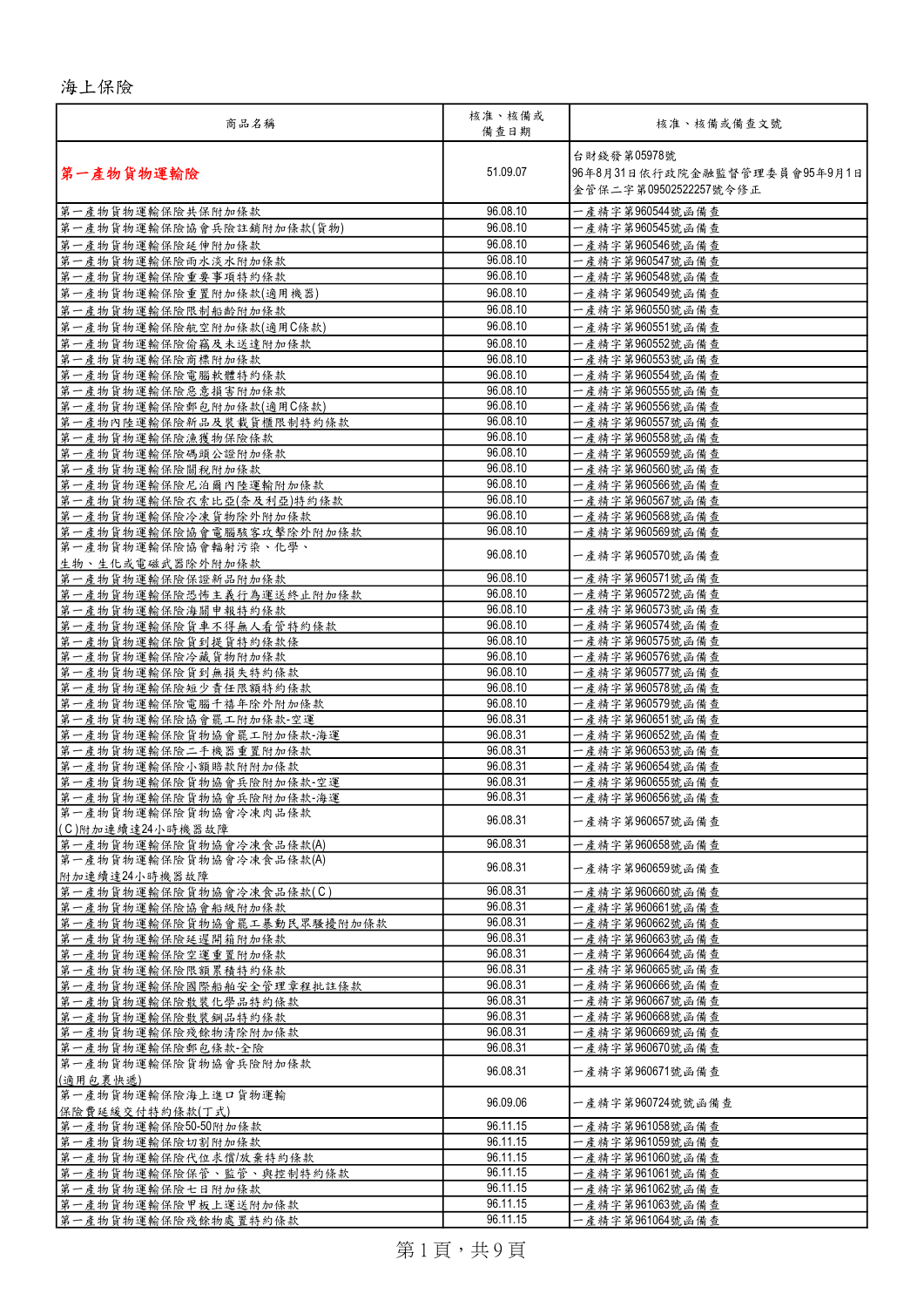海上保險

| 商品名稱 | 核准、核備或備查日期 | 核准、核備或備查文號 |
| --- | --- | --- |
| **第一產物貨物運輸險** | 51.09.07 | 台財錢發第05978號<br>96年8月31日依行政院金融監督管理委員會95年9月1日金管保二字第09502522257號令修正 |
| 第一產物貨物運輸保險共保附加條款 | 96.08.10 | 一產精字第960544號函備查 |
| 第一產物貨物運輸保險協會兵險註銷附加條款(貨物) | 96.08.10 | 一產精字第960545號函備查 |
| 第一產物貨物運輸保險延伸附加條款 | 96.08.10 | 一產精字第960546號函備查 |
| 第一產物貨物運輸保險雨水淡水附加條款 | 96.08.10 | 一產精字第960547號函備查 |
| 第一產物貨物運輸保險重要事項特約條款 | 96.08.10 | 一產精字第960548號函備查 |
| 第一產物貨物運輸保險重置附加條款(適用機器) | 96.08.10 | 一產精字第960549號函備查 |
| 第一產物貨物運輸保險限制船齡附加條款 | 96.08.10 | 一產精字第960550號函備查 |
| 第一產物貨物運輸保險航空附加條款(適用C條款) | 96.08.10 | 一產精字第960551號函備查 |
| 第一產物貨物運輸保險偷竊及未送達附加條款 | 96.08.10 | 一產精字第960552號函備查 |
| 第一產物貨物運輸保險商標附加條款 | 96.08.10 | 一產精字第960553號函備查 |
| 第一產物貨物運輸保險電腦軟體特約條款 | 96.08.10 | 一產精字第960554號函備查 |
| 第一產物貨物運輸保險惡意損害附加條款 | 96.08.10 | 一產精字第960555號函備查 |
| 第一產物貨物運輸保險郵包附加條款(適用C條款) | 96.08.10 | 一產精字第960556號函備查 |
| 第一產物內陸運輸保險新品及裝載貨櫃限制特約條款 | 96.08.10 | 一產精字第960557號函備查 |
| 第一產物貨物運輸保險漁獲物保險條款 | 96.08.10 | 一產精字第960558號函備查 |
| 第一產物貨物運輸保險碼頭公證附加條款 | 96.08.10 | 一產精字第960559號函備查 |
| 第一產物貨物運輸保險關稅附加條款 | 96.08.10 | 一產精字第960560號函備查 |
| 第一產物貨物運輸保險尼泊爾內陸運輸附加條款 | 96.08.10 | 一產精字第960566號函備查 |
| 第一產物貨物運輸保險衣索比亞(奈及利亞)特約條款 | 96.08.10 | 一產精字第960567號函備查 |
| 第一產物貨物運輸保險冷凍貨物除外附加條款 | 96.08.10 | 一產精字第960568號函備查 |
| 第一產物貨物運輸保險協會電腦駭客攻擊除外附加條款 | 96.08.10 | 一產精字第960569號函備查 |
| 第一產物貨物運輸保險協會輻射污染、化學、生物、生化或電磁武器除外附加條款 | 96.08.10 | 一產精字第960570號函備查 |
| 第一產物貨物運輸保險保證新品附加條款 | 96.08.10 | 一產精字第960571號函備查 |
| 第一產物貨物運輸保險恐怖主義行為運送終止附加條款 | 96.08.10 | 一產精字第960572號函備查 |
| 第一產物貨物運輸保險海關申報特約條款 | 96.08.10 | 一產精字第960573號函備查 |
| 第一產物貨物運輸保險貨車不得無人看管特約條款 | 96.08.10 | 一產精字第960574號函備查 |
| 第一產物貨物運輸保險貨到提貨特約條款條 | 96.08.10 | 一產精字第960575號函備查 |
| 第一產物貨物運輸保險冷藏貨物附加條款 | 96.08.10 | 一產精字第960576號函備查 |
| 第一產物貨物運輸保險貨到無損失特約條款 | 96.08.10 | 一產精字第960577號函備查 |
| 第一產物貨物運輸保險短少責任限額特約條款 | 96.08.10 | 一產精字第960578號函備查 |
| 第一產物貨物運輸保險電腦千禧年除外附加條款 | 96.08.10 | 一產精字第960579號函備查 |
| 第一產物貨物運輸保險協會罷工附加條款-空運 | 96.08.31 | 一產精字第960651號函備查 |
| 第一產物貨物運輸保險貨物協會罷工附加條款-海運 | 96.08.31 | 一產精字第960652號函備查 |
| 第一產物貨物運輸保險二手機器重置附加條款 | 96.08.31 | 一產精字第960653號函備查 |
| 第一產物貨物運輸保險小額賠款附附加條款 | 96.08.31 | 一產精字第960654號函備查 |
| 第一產物貨物運輸保險貨物協會兵險附加條款-空運 | 96.08.31 | 一產精字第960655號函備查 |
| 第一產物貨物運輸保險貨物協會兵險附加條款-海運 | 96.08.31 | 一產精字第960656號函備查 |
| 第一產物貨物運輸保險貨物協會冷凍肉品條款(C)附加連續達24小時機器故障 | 96.08.31 | 一產精字第960657號函備查 |
| 第一產物貨物運輸保險貨物協會冷凍食品條款(A) | 96.08.31 | 一產精字第960658號函備查 |
| 第一產物貨物運輸保險貨物協會冷凍食品條款(A)附加連續達24小時機器故障 | 96.08.31 | 一產精字第960659號函備查 |
| 第一產物貨物運輸保險貨物協會冷凍食品條款(C) | 96.08.31 | 一產精字第960660號函備查 |
| 第一產物貨物運輸保險協會船級附加條款 | 96.08.31 | 一產精字第960661號函備查 |
| 第一產物貨物運輸保險貨物協會罷工暴動民眾騷擾附加條款 | 96.08.31 | 一產精字第960662號函備查 |
| 第一產物貨物運輸保險延遲開箱附加條款 | 96.08.31 | 一產精字第960663號函備查 |
| 第一產物貨物運輸保險空運重置附加條款 | 96.08.31 | 一產精字第960664號函備查 |
| 第一產物貨物運輸保險限額累積特約條款 | 96.08.31 | 一產精字第960665號函備查 |
| 第一產物貨物運輸保險國際船舶安全管理章程批註條款 | 96.08.31 | 一產精字第960666號函備查 |
| 第一產物貨物運輸保險散裝化學品特約條款 | 96.08.31 | 一產精字第960667號函備查 |
| 第一產物貨物運輸保險散裝鋼品特約條款 | 96.08.31 | 一產精字第960668號函備查 |
| 第一產物貨物運輸保險殘餘物清除附加條款 | 96.08.31 | 一產精字第960669號函備查 |
| 第一產物貨物運輸保險郵包條款-全險 | 96.08.31 | 一產精字第960670號函備查 |
| 第一產物貨物運輸保險貨物協會兵險附加條款(適用包裹快遞) | 96.08.31 | 一產精字第960671號函備查 |
| 第一產物貨物運輸保險海上進口貨物運輸保險費延緩交付特約條款(丁式) | 96.09.06 | 一產精字第960724號號函備查 |
| 第一產物貨物運輸保險50-50附加條款 | 96.11.15 | 一產精字第961058號函備查 |
| 第一產物貨物運輸保險切割附加條款 | 96.11.15 | 一產精字第961059號函備查 |
| 第一產物貨物運輸保險代位求償/放棄特約條款 | 96.11.15 | 一產精字第961060號函備查 |
| 第一產物貨物運輸保險保管、監管、與控制特約條款 | 96.11.15 | 一產精字第961061號函備查 |
| 第一產物貨物運輸保險七日附加條款 | 96.11.15 | 一產精字第961062號函備查 |
| 第一產物貨物運輸保險甲板上運送附加條款 | 96.11.15 | 一產精字第961063號函備查 |
| 第一產物貨物運輸保險殘餘物處置特約條款 | 96.11.15 | 一產精字第961064號函備查 |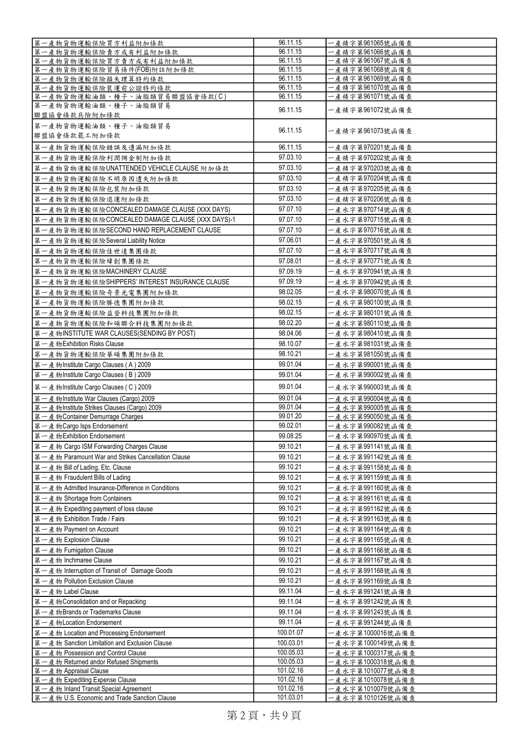| | | |
|---|---|---|
| 第一產物貨物運輸保險買方利益附加條款 | 96.11.15 | 一產精字第961065號函備查 |
| 第一產物貨物運輸保險賣方或有利益附加條款 | 96.11.15 | 一產精字第961066號函備查 |
| 第一產物貨物運輸保險買方賣方或有利益附加條款 | 96.11.15 | 一產精字第961067號函備查 |
| 第一產物貨物運輸保險貿易條件(FOB)附註附加條款 | 96.11.15 | 一產精字第961068號函備查 |
| 第一產物貨物運輸保險損失理算特約條款 | 96.11.15 | 一產精字第961069號函備查 |
| 第一產物貨物運輸保險裝運前公證特約條款 | 96.11.15 | 一產精字第961070號函備查 |
| 第一產物貨物運輸油類、種子、油脂類貿易聯盟協會條款(C) | 96.11.15 | 一產精字第961071號函備查 |
| 第一產物貨物運輸油類、種子、油脂類貿易聯盟協會條款兵險附加條款 | 96.11.15 | 一產精字第961072號函備查 |
| 第一產物貨物運輸油類、種子、油脂類貿易聯盟協會條款罷工附加條款 | 96.11.15 | 一產精字第961073號函備查 |
| 第一產物貨物運輸保險錯誤及遺漏附加條款 | 96.11.15 | 一產精字第970201號函備查 |
| 第一產物貨物運輸保險利潤佣金制附加條款 | 97.03.10 | 一產精字第970202號函備查 |
| 第一產物貨物運輸保險UNATTENDED VEHICLE CLAUSE 附加條款 | 97.03.10 | 一產精字第970203號函備查 |
| 第一產物貨物運輸保險不明原因遺失附加條款 | 97.03.10 | 一產精字第970204號函備查 |
| 第一產物貨物運輸保險包裝附加條款 | 97.03.10 | 一產精字第970205號函備查 |
| 第一產物貨物運輸保險退運附加條款 | 97.03.10 | 一產精字第970206號函備查 |
| 第一產物貨物運輸保險CONCEALED DAMAGE CLAUSE (XXX DAYS) | 97.07.10 | 一產水字第970714號函備查 |
| 第一產物貨物運輸保險CONCEALED DAMAGE CLAUSE (XXX DAYS)-1 | 97.07.10 | 一產水字第970715號函備查 |
| 第一產物貨物運輸保險SECOND HAND REPLACEMENT CLAUSE | 97.07.10 | 一產水字第970716號函備查 |
| 第一產物貨物運輸保險Several Liability Notice | 97.06.01 | 一產水字第970501號函備查 |
| 第一產物貨物運輸保險佳世達集團條款 | 97.07.10 | 一產水字第970717號函備查 |
| 第一產物貨物運輸保險緯創集團條款 | 97.08.01 | 一產水字第970771號函備查 |
| 第一產物貨物運輸保險MACHINERY CLAUSE | 97.09.19 | 一產水字第970941號函備查 |
| 第一產物貨物運輸保險SHIPPERS' INTEREST INSURANCE CLAUSE | 97.09.19 | 一產水字第970942號函備查 |
| 第一產物貨物運輸保險奇景光電集團附加條款 | 98.02.05 | 一產水字第980070號函備查 |
| 第一產物貨物運輸保險勝德集團附加條款 | 98.02.15 | 一產水字第980100號函備查 |
| 第一產物貨物運輸保險益登科技集團附加條款 | 98.02.15 | 一產水字第980101號函備查 |
| 第一產物貨物運輸保險和碩聯合科技集團附加條款 | 98.02.20 | 一產水字第980110號函備查 |
| 第一產物INSTITUTE WAR CLAUSES(SENDING BY POST) | 98.04.06 | 一產水字第980410號函備查 |
| 第一產物Exhibition Risks Clause | 98.10.07 | 一產水字第981031號函備查 |
| 第一產物貨物運輸保險華碩集團附加條款 | 98.10.21 | 一產水字第981050號函備查 |
| 第一產物Institute Cargo Clauses ( A ) 2009 | 99.01.04 | 一產水字第990001號函備查 |
| 第一產物Institute Cargo Clauses ( B ) 2009 | 99.01.04 | 一產水字第990002號函備查 |
| 第一產物Institute Cargo Clauses ( C ) 2009 | 99.01.04 | 一產水字第990003號函備查 |
| 第一產物Institute War Clauses (Cargo) 2009 | 99.01.04 | 一產水字第990004號函備查 |
| 第一產物Institute Strikes Clauses (Cargo) 2009 | 99.01.04 | 一產水字第990005號函備查 |
| 第一產物Container Demurrage Charges | 99.01.20 | 一產水字第990050號函備查 |
| 第一產物Cargo Isps Endorsement | 99.02.01 | 一產水字第990082號函備查 |
| 第一產物Exhibition Endorsement | 99.08.25 | 一產水字第990970號函備查 |
| 第一產物 Cargo ISM Forwarding Charges Clause | 99.10.21 | 一產水字第991141號函備查 |
| 第一產物 Paramount War and Strikes Cancellation Clause | 99.10.21 | 一產水字第991142號函備查 |
| 第一產物 Bill of Lading, Etc. Clause | 99.10.21 | 一產水字第991158號函備查 |
| 第一產物 Fraudulent Bills of Lading | 99.10.21 | 一產水字第991159號函備查 |
| 第一產物 Admitted Insurance-Difference in Conditions | 99.10.21 | 一產水字第991160號函備查 |
| 第一產物 Shortage from Containers | 99.10.21 | 一產水字第991161號函備查 |
| 第一產物 Expediting payment of loss clause | 99.10.21 | 一產水字第991162號函備查 |
| 第一產物 Exhibition Trade / Fairs | 99.10.21 | 一產水字第991163號函備查 |
| 第一產物 Payment on Account | 99.10.21 | 一產水字第991164號函備查 |
| 第一產物 Explosion Clause | 99.10.21 | 一產水字第991165號函備查 |
| 第一產物 Fumigation Clause | 99.10.21 | 一產水字第991166號函備查 |
| 第一產物 Inchmaree Clause | 99.10.21 | 一產水字第991167號函備查 |
| 第一產物 Interruption of Transit of Damage Goods | 99.10.21 | 一產水字第991168號函備查 |
| 第一產物 Pollution Exclusion Clause | 99.10.21 | 一產水字第991169號函備查 |
| 第一產物 Label Clause | 99.11.04 | 一產水字第991241號函備查 |
| 第一產物Consolidation and or Repacking | 99.11.04 | 一產水字第991242號函備查 |
| 第一產物Brands or Trademarks Clause | 99.11.04 | 一產水字第991243號函備查 |
| 第一產物Location Endorsement | 99.11.04 | 一產水字第991244號函備查 |
| 第一產物 Location and Processing Endorsement | 100.01.07 | 一產水字第1000016號函備查 |
| 第一產物 Sanction Limitation and Exclusion Clause | 100.03.01 | 一產水字第1000149號函備查 |
| 第一產物 Possession and Control Clause | 100.05.03 | 一產水字第1000317號函備查 |
| 第一產物 Returned andor Refused Shipments | 100.05.03 | 一產水字第1000318號函備查 |
| 第一產物 Appraisal Clause | 101.02.16 | 一產水字第1010077號函備查 |
| 第一產物 Expediting Expense Clause | 101.02.16 | 一產水字第1010078號函備查 |
| 第一產物 Inland Transit Special Agreement | 101.02.16 | 一產水字第1010079號函備查 |
| 第一產物 U.S. Economic and Trade Sanction Clause | 101.03.01 | 一產水字第1010126號函備查 |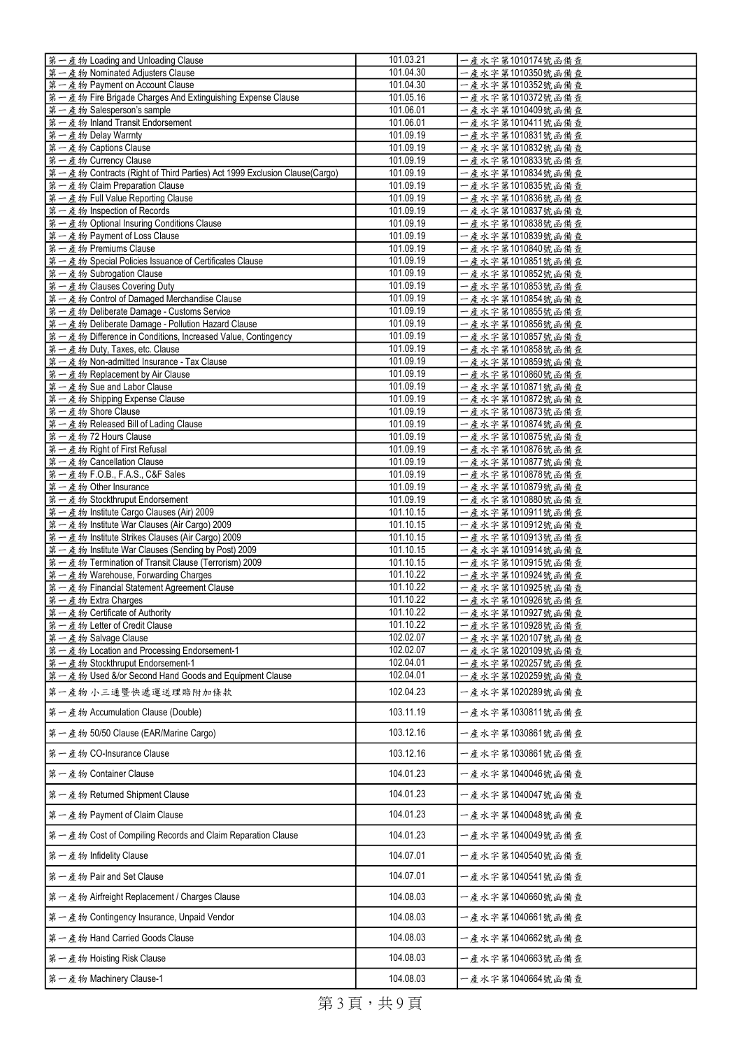| | | |
|---|---|---|
| 第一產物 Loading and Unloading Clause | 101.03.21 | 一產水字第1010174號函備查 |
| 第一產物 Nominated Adjusters Clause | 101.04.30 | 一產水字第1010350號函備查 |
| 第一產物 Payment on Account Clause | 101.04.30 | 一產水字第1010352號函備查 |
| 第一產物 Fire Brigade Charges And Extinguishing Expense Clause | 101.05.16 | 一產水字第1010372號函備查 |
| 第一產物 Salesperson's sample | 101.06.01 | 一產水字第1010409號函備查 |
| 第一產物 Inland Transit Endorsement | 101.06.01 | 一產水字第1010411號函備查 |
| 第一產物 Delay Warrnty | 101.09.19 | 一產水字第1010831號函備查 |
| 第一產物 Captions Clause | 101.09.19 | 一產水字第1010832號函備查 |
| 第一產物 Currency Clause | 101.09.19 | 一產水字第1010833號函備查 |
| 第一產物 Contracts (Right of Third Parties) Act 1999 Exclusion Clause(Cargo) | 101.09.19 | 一產水字第1010834號函備查 |
| 第一產物 Claim Preparation Clause | 101.09.19 | 一產水字第1010835號函備查 |
| 第一產物 Full Value Reporting Clause | 101.09.19 | 一產水字第1010836號函備查 |
| 第一產物 Inspection of Records | 101.09.19 | 一產水字第1010837號函備查 |
| 第一產物 Optional Insuring Conditions Clause | 101.09.19 | 一產水字第1010838號函備查 |
| 第一產物 Payment of Loss Clause | 101.09.19 | 一產水字第1010839號函備查 |
| 第一產物 Premiums Clause | 101.09.19 | 一產水字第1010840號函備查 |
| 第一產物 Special Policies Issuance of Certificates Clause | 101.09.19 | 一產水字第1010851號函備查 |
| 第一產物 Subrogation Clause | 101.09.19 | 一產水字第1010852號函備查 |
| 第一產物 Clauses Covering Duty | 101.09.19 | 一產水字第1010853號函備查 |
| 第一產物 Control of Damaged Merchandise Clause | 101.09.19 | 一產水字第1010854號函備查 |
| 第一產物 Deliberate Damage - Customs Service | 101.09.19 | 一產水字第1010855號函備查 |
| 第一產物 Deliberate Damage - Pollution Hazard Clause | 101.09.19 | 一產水字第1010856號函備查 |
| 第一產物 Difference in Conditions, Increased Value, Contingency | 101.09.19 | 一產水字第1010857號函備查 |
| 第一產物 Duty, Taxes, etc. Clause | 101.09.19 | 一產水字第1010858號函備查 |
| 第一產物 Non-admitted Insurance - Tax Clause | 101.09.19 | 一產水字第1010859號函備查 |
| 第一產物 Replacement by Air Clause | 101.09.19 | 一產水字第1010860號函備查 |
| 第一產物 Sue and Labor Clause | 101.09.19 | 一產水字第1010871號函備查 |
| 第一產物 Shipping Expense Clause | 101.09.19 | 一產水字第1010872號函備查 |
| 第一產物 Shore Clause | 101.09.19 | 一產水字第1010873號函備查 |
| 第一產物 Released Bill of Lading Clause | 101.09.19 | 一產水字第1010874號函備查 |
| 第一產物 72 Hours Clause | 101.09.19 | 一產水字第1010875號函備查 |
| 第一產物 Right of First Refusal | 101.09.19 | 一產水字第1010876號函備查 |
| 第一產物 Cancellation Clause | 101.09.19 | 一產水字第1010877號函備查 |
| 第一產物 F.O.B., F.A.S., C&F Sales | 101.09.19 | 一產水字第1010878號函備查 |
| 第一產物 Other Insurance | 101.09.19 | 一產水字第1010879號函備查 |
| 第一產物 Stockthruput Endorsement | 101.09.19 | 一產水字第1010880號函備查 |
| 第一產物 Institute Cargo Clauses (Air) 2009 | 101.10.15 | 一產水字第1010911號函備查 |
| 第一產物 Institute War Clauses (Air Cargo) 2009 | 101.10.15 | 一產水字第1010912號函備查 |
| 第一產物 Institute Strikes Clauses (Air Cargo) 2009 | 101.10.15 | 一產水字第1010913號函備查 |
| 第一產物 Institute War Clauses (Sending by Post) 2009 | 101.10.15 | 一產水字第1010914號函備查 |
| 第一產物 Termination of Transit Clause (Terrorism) 2009 | 101.10.15 | 一產水字第1010915號函備查 |
| 第一產物 Warehouse, Forwarding Charges | 101.10.22 | 一產水字第1010924號函備查 |
| 第一產物 Financial Statement Agreement Clause | 101.10.22 | 一產水字第1010925號函備查 |
| 第一產物 Extra Charges | 101.10.22 | 一產水字第1010926號函備查 |
| 第一產物 Certificate of Authority | 101.10.22 | 一產水字第1010927號函備查 |
| 第一產物 Letter of Credit Clause | 101.10.22 | 一產水字第1010928號函備查 |
| 第一產物 Salvage Clause | 102.02.07 | 一產水字第1020107號函備查 |
| 第一產物 Location and Processing Endorsement-1 | 102.02.07 | 一產水字第1020109號函備查 |
| 第一產物 Stockthruput Endorsement-1 | 102.04.01 | 一產水字第1020257號函備查 |
| 第一產物 Used &/or Second Hand Goods and Equipment Clause | 102.04.01 | 一產水字第1020259號函備查 |
| 第一產物 小三通暨快遞運送理賠附加條款 | 102.04.23 | 一產水字第1020289號函備查 |
| 第一產物 Accumulation Clause (Double) | 103.11.19 | 一產水字第1030811號函備查 |
| 第一產物 50/50 Clause (EAR/Marine Cargo) | 103.12.16 | 一產水字第1030861號函備查 |
| 第一產物 CO-Insurance Clause | 103.12.16 | 一產水字第1030861號函備查 |
| 第一產物 Container Clause | 104.01.23 | 一產水字第1040046號函備查 |
| 第一產物 Returned Shipment Clause | 104.01.23 | 一產水字第1040047號函備查 |
| 第一產物 Payment of Claim Clause | 104.01.23 | 一產水字第1040048號函備查 |
| 第一產物 Cost of Compiling Records and Claim Reparation Clause | 104.01.23 | 一產水字第1040049號函備查 |
| 第一產物 Infidelity Clause | 104.07.01 | 一產水字第1040540號函備查 |
| 第一產物 Pair and Set Clause | 104.07.01 | 一產水字第1040541號函備查 |
| 第一產物 Airfreight Replacement / Charges Clause | 104.08.03 | 一產水字第1040660號函備查 |
| 第一產物 Contingency Insurance, Unpaid Vendor | 104.08.03 | 一產水字第1040661號函備查 |
| 第一產物 Hand Carried Goods Clause | 104.08.03 | 一產水字第1040662號函備查 |
| 第一產物 Hoisting Risk Clause | 104.08.03 | 一產水字第1040663號函備查 |
| 第一產物 Machinery Clause-1 | 104.08.03 | 一產水字第1040664號函備查 |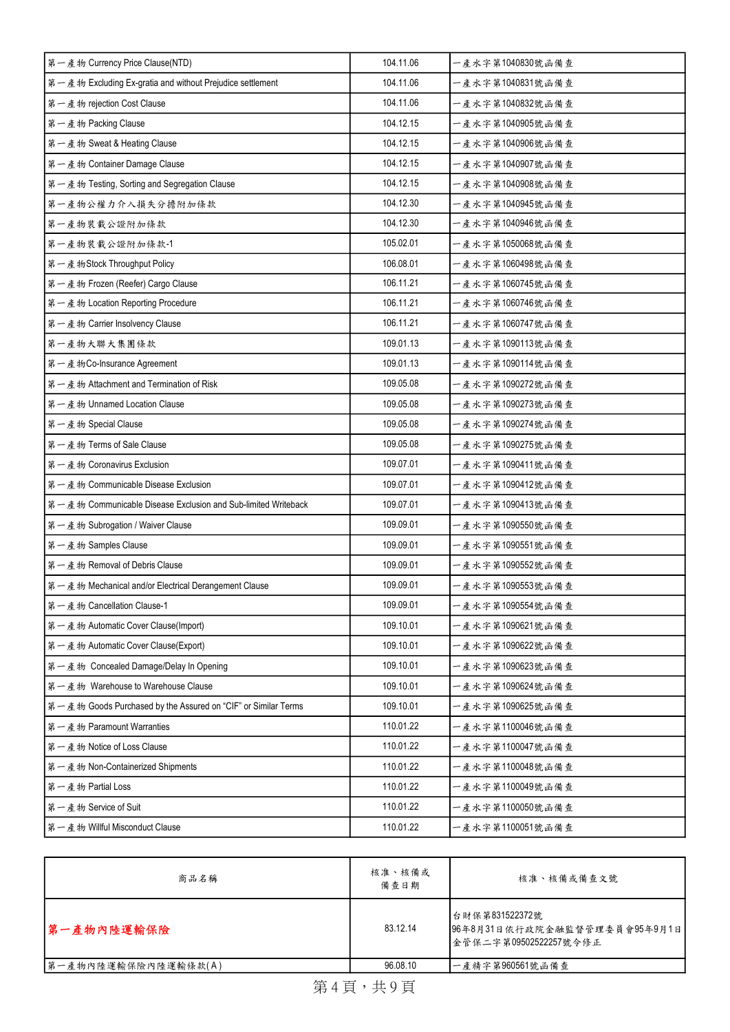| | | |
|---|---|---|
| 第一產物 Currency Price Clause(NTD) | 104.11.06 | 一產水字第1040830號函備查 |
| 第一產物 Excluding Ex-gratia and without Prejudice settlement | 104.11.06 | 一產水字第1040831號函備查 |
| 第一產物 rejection Cost Clause | 104.11.06 | 一產水字第1040832號函備查 |
| 第一產物 Packing Clause | 104.12.15 | 一產水字第1040905號函備查 |
| 第一產物 Sweat & Heating Clause | 104.12.15 | 一產水字第1040906號函備查 |
| 第一產物 Container Damage Clause | 104.12.15 | 一產水字第1040907號函備查 |
| 第一產物 Testing, Sorting and Segregation Clause | 104.12.15 | 一產水字第1040908號函備查 |
| 第一產物公權力介入損失分擔附加條款 | 104.12.30 | 一產水字第1040945號函備查 |
| 第一產物裝載公證附加條款 | 104.12.30 | 一產水字第1040946號函備查 |
| 第一產物裝載公證附加條款-1 | 105.02.01 | 一產水字第1050068號函備查 |
| 第一產物Stock Throughput Policy | 106.08.01 | 一產水字第1060498號函備查 |
| 第一產物 Frozen (Reefer) Cargo Clause | 106.11.21 | 一產水字第1060745號函備查 |
| 第一產物 Location Reporting Procedure | 106.11.21 | 一產水字第1060746號函備查 |
| 第一產物 Carrier Insolvency Clause | 106.11.21 | 一產水字第1060747號函備查 |
| 第一產物大聯大集團條款 | 109.01.13 | 一產水字第1090113號函備查 |
| 第一產物Co-Insurance Agreement | 109.01.13 | 一產水字第1090114號函備查 |
| 第一產物 Attachment and Termination of Risk | 109.05.08 | 一產水字第1090272號函備查 |
| 第一產物 Unnamed Location Clause | 109.05.08 | 一產水字第1090273號函備查 |
| 第一產物 Special Clause | 109.05.08 | 一產水字第1090274號函備查 |
| 第一產物 Terms of Sale Clause | 109.05.08 | 一產水字第1090275號函備查 |
| 第一產物 Coronavirus Exclusion | 109.07.01 | 一產水字第1090411號函備查 |
| 第一產物 Communicable Disease Exclusion | 109.07.01 | 一產水字第1090412號函備查 |
| 第一產物 Communicable Disease Exclusion and Sub-limited Writeback | 109.07.01 | 一產水字第1090413號函備查 |
| 第一產物 Subrogation / Waiver Clause | 109.09.01 | 一產水字第1090550號函備查 |
| 第一產物 Samples Clause | 109.09.01 | 一產水字第1090551號函備查 |
| 第一產物 Removal of Debris Clause | 109.09.01 | 一產水字第1090552號函備查 |
| 第一產物 Mechanical and/or Electrical Derangement Clause | 109.09.01 | 一產水字第1090553號函備查 |
| 第一產物 Cancellation Clause-1 | 109.09.01 | 一產水字第1090554號函備查 |
| 第一產物 Automatic Cover Clause(Import) | 109.10.01 | 一產水字第1090621號函備查 |
| 第一產物 Automatic Cover Clause(Export) | 109.10.01 | 一產水字第1090622號函備查 |
| 第一產物 Concealed Damage/Delay In Opening | 109.10.01 | 一產水字第1090623號函備查 |
| 第一產物 Warehouse to Warehouse Clause | 109.10.01 | 一產水字第1090624號函備查 |
| 第一產物 Goods Purchased by the Assured on "CIF" or Similar Terms | 109.10.01 | 一產水字第1090625號函備查 |
| 第一產物 Paramount Warranties | 110.01.22 | 一產水字第1100046號函備查 |
| 第一產物 Notice of Loss Clause | 110.01.22 | 一產水字第1100047號函備查 |
| 第一產物 Non-Containerized Shipments | 110.01.22 | 一產水字第1100048號函備查 |
| 第一產物 Partial Loss | 110.01.22 | 一產水字第1100049號函備查 |
| 第一產物 Service of Suit | 110.01.22 | 一產水字第1100050號函備查 |
| 第一產物 Willful Misconduct Clause | 110.01.22 | 一產水字第1100051號函備查 |

| 商品名稱 | 核准、核備或備查日期 | 核准、核備或備查文號 |
|---|---|---|
| **第一產物內陸運輸保險** | 83.12.14 | 台財保第831522372號<br>96年8月31日依行政院金融監督管理委員會95年9月1日金管保二字第09502522257號令修正 |
| 第一產物內陸運輸保險內陸運輸條款(A) | 96.08.10 | 一產精字第960561號函備查 |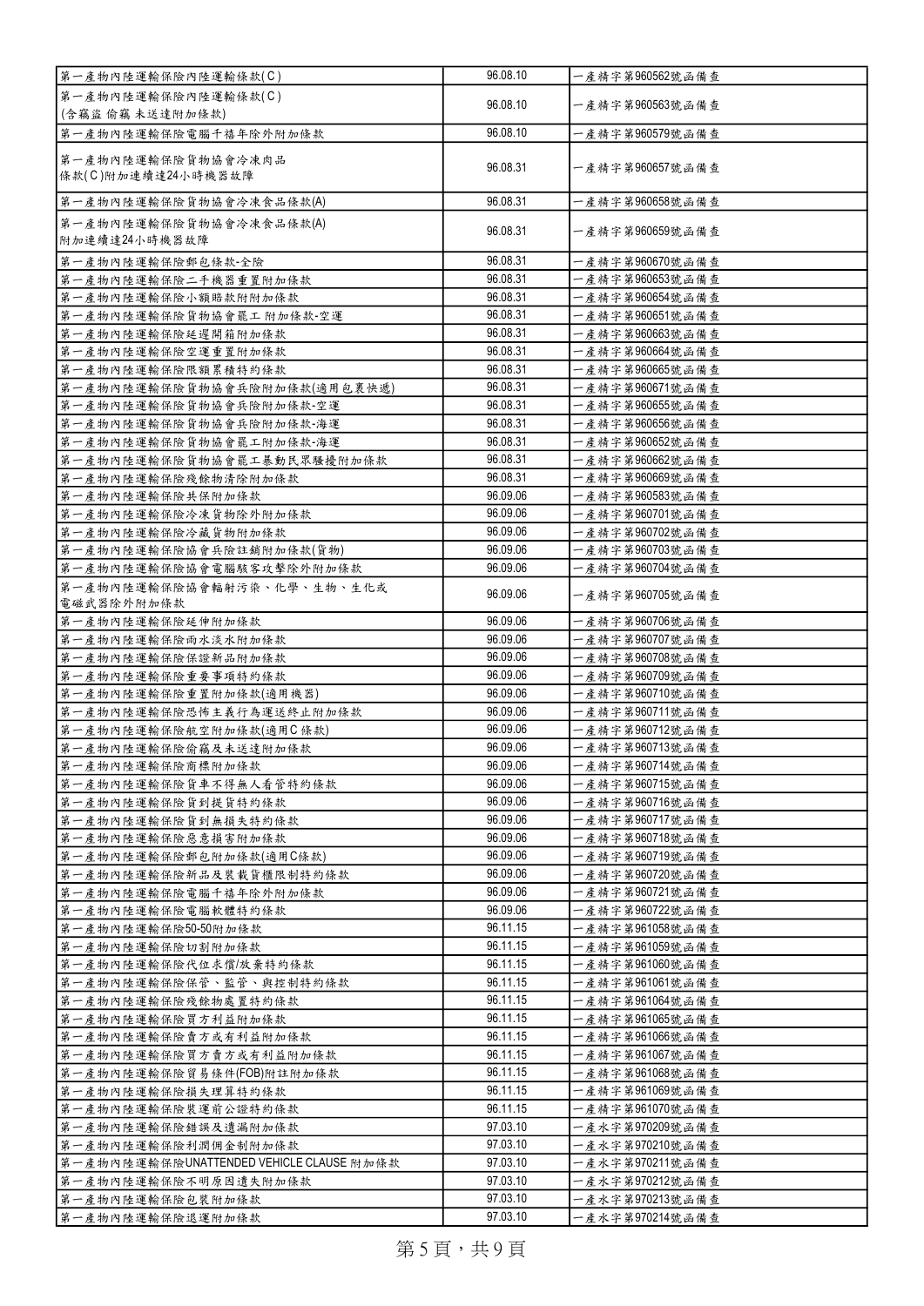| | | |
|---|---|---|
| 第一產物內陸運輸保險內陸運輸條款(C) | 96.08.10 | 一產精字第960562號函備查 |
| 第一產物內陸運輸保險內陸運輸條款(C)<br>(含竊盜 偷竊 未送達附加條款) | 96.08.10 | 一產精字第960563號函備查 |
| 第一產物內陸運輸保險電腦千禧年除外附加條款 | 96.08.10 | 一產精字第960579號函備查 |
| 第一產物內陸運輸保險貨物協會冷凍肉品<br>條款(C)附加連續達24小時機器故障 | 96.08.31 | 一產精字第960657號函備查 |
| 第一產物內陸運輸保險貨物協會冷凍食品條款(A) | 96.08.31 | 一產精字第960658號函備查 |
| 第一產物內陸運輸保險貨物協會冷凍食品條款(A)<br>附加連續達24小時機器故障 | 96.08.31 | 一產精字第960659號函備查 |
| 第一產物內陸運輸保險郵包條款-全險 | 96.08.31 | 一產精字第960670號函備查 |
| 第一產物內陸運輸保險二手機器重置附加條款 | 96.08.31 | 一產精字第960653號函備查 |
| 第一產物內陸運輸保險小額賠款附附加條款 | 96.08.31 | 一產精字第960654號函備查 |
| 第一產物內陸運輸保險貨物協會罷工 附加條款-空運 | 96.08.31 | 一產精字第960651號函備查 |
| 第一產物內陸運輸保險延遲開箱附加條款 | 96.08.31 | 一產精字第960663號函備查 |
| 第一產物內陸運輸保險空運重置附加條款 | 96.08.31 | 一產精字第960664號函備查 |
| 第一產物內陸運輸保險限額累積特約條款 | 96.08.31 | 一產精字第960665號函備查 |
| 第一產物內陸運輸保險貨物協會兵險附加條款(適用包裹快遞) | 96.08.31 | 一產精字第960671號函備查 |
| 第一產物內陸運輸保險貨物協會兵險附加條款-空運 | 96.08.31 | 一產精字第960655號函備查 |
| 第一產物內陸運輸保險貨物協會兵險附加條款-海運 | 96.08.31 | 一產精字第960656號函備查 |
| 第一產物內陸運輸保險貨物協會罷工附加條款-海運 | 96.08.31 | 一產精字第960652號函備查 |
| 第一產物內陸運輸保險貨物協會罷工暴動民眾騷擾附加條款 | 96.08.31 | 一產精字第960662號函備查 |
| 第一產物內陸運輸保險殘餘物清除附加條款 | 96.08.31 | 一產精字第960669號函備查 |
| 第一產物內陸運輸保險共保附加條款 | 96.09.06 | 一產精字第960583號函備查 |
| 第一產物內陸運輸保險冷凍貨物除外附加條款 | 96.09.06 | 一產精字第960701號函備查 |
| 第一產物內陸運輸保險冷藏貨物附加條款 | 96.09.06 | 一產精字第960702號函備查 |
| 第一產物內陸運輸保險協會兵險註銷附加條款(貨物) | 96.09.06 | 一產精字第960703號函備查 |
| 第一產物內陸運輸保險協會電腦駭客攻擊除外附加條款 | 96.09.06 | 一產精字第960704號函備查 |
| 第一產物內陸運輸保險協會輻射污染、化學、生物、生化或<br>電磁武器除外附加條款 | 96.09.06 | 一產精字第960705號函備查 |
| 第一產物內陸運輸保險延伸附加條款 | 96.09.06 | 一產精字第960706號函備查 |
| 第一產物內陸運輸保險雨水淡水附加條款 | 96.09.06 | 一產精字第960707號函備查 |
| 第一產物內陸運輸保險保證新品附加條款 | 96.09.06 | 一產精字第960708號函備查 |
| 第一產物內陸運輸保險重要事項特約條款 | 96.09.06 | 一產精字第960709號函備查 |
| 第一產物內陸運輸保險重置附加條款(適用機器) | 96.09.06 | 一產精字第960710號函備查 |
| 第一產物內陸運輸保險恐怖主義行為運送終止附加條款 | 96.09.06 | 一產精字第960711號函備查 |
| 第一產物內陸運輸保險航空附加條款(適用C條款) | 96.09.06 | 一產精字第960712號函備查 |
| 第一產物內陸運輸保險偷竊及未送達附加條款 | 96.09.06 | 一產精字第960713號函備查 |
| 第一產物內陸運輸保險商標附加條款 | 96.09.06 | 一產精字第960714號函備查 |
| 第一產物內陸運輸保險貨車不得無人看管特約條款 | 96.09.06 | 一產精字第960715號函備查 |
| 第一產物內陸運輸保險貨到提貨特約條款 | 96.09.06 | 一產精字第960716號函備查 |
| 第一產物內陸運輸保險貨到無損失特約條款 | 96.09.06 | 一產精字第960717號函備查 |
| 第一產物內陸運輸保險惡意損害附加條款 | 96.09.06 | 一產精字第960718號函備查 |
| 第一產物內陸運輸保險郵包附加條款(適用C條款) | 96.09.06 | 一產精字第960719號函備查 |
| 第一產物內陸運輸保險新品及裝載貨櫃限制特約條款 | 96.09.06 | 一產精字第960720號函備查 |
| 第一產物內陸運輸保險電腦千禧年除外附加條款 | 96.09.06 | 一產精字第960721號函備查 |
| 第一產物內陸運輸保險電腦軟體特約條款 | 96.09.06 | 一產精字第960722號函備查 |
| 第一產物內陸運輸保險50-50附加條款 | 96.11.15 | 一產精字第961058號函備查 |
| 第一產物內陸運輸保險切割附加條款 | 96.11.15 | 一產精字第961059號函備查 |
| 第一產物內陸運輸保險代位求償/放棄特約條款 | 96.11.15 | 一產精字第961060號函備查 |
| 第一產物內陸運輸保險保管、監管、與控制特約條款 | 96.11.15 | 一產精字第961061號函備查 |
| 第一產物內陸運輸保險殘餘物處置特約條款 | 96.11.15 | 一產精字第961064號函備查 |
| 第一產物內陸運輸保險買方利益附加條款 | 96.11.15 | 一產精字第961065號函備查 |
| 第一產物內陸運輸保險賣方或有利益附加條款 | 96.11.15 | 一產精字第961066號函備查 |
| 第一產物內陸運輸保險買方賣方或有利益附加條款 | 96.11.15 | 一產精字第961067號函備查 |
| 第一產物內陸運輸保險貿易條件(FOB)附註附加條款 | 96.11.15 | 一產精字第961068號函備查 |
| 第一產物內陸運輸保險損失理算特約條款 | 96.11.15 | 一產精字第961069號函備查 |
| 第一產物內陸運輸保險裝運前公證特約條款 | 96.11.15 | 一產精字第961070號函備查 |
| 第一產物內陸運輸保險錯誤及遺漏附加條款 | 97.03.10 | 一產水字第970209號函備查 |
| 第一產物內陸運輸保險利潤佣金制附加條款 | 97.03.10 | 一產水字第970210號函備查 |
| 第一產物內陸運輸保險UNATTENDED VEHICLE CLAUSE 附加條款 | 97.03.10 | 一產水字第970211號函備查 |
| 第一產物內陸運輸保險不明原因遺失附加條款 | 97.03.10 | 一產水字第970212號函備查 |
| 第一產物內陸運輸保險包裝附加條款 | 97.03.10 | 一產水字第970213號函備查 |
| 第一產物內陸運輸保險退運附加條款 | 97.03.10 | 一產水字第970214號函備查 |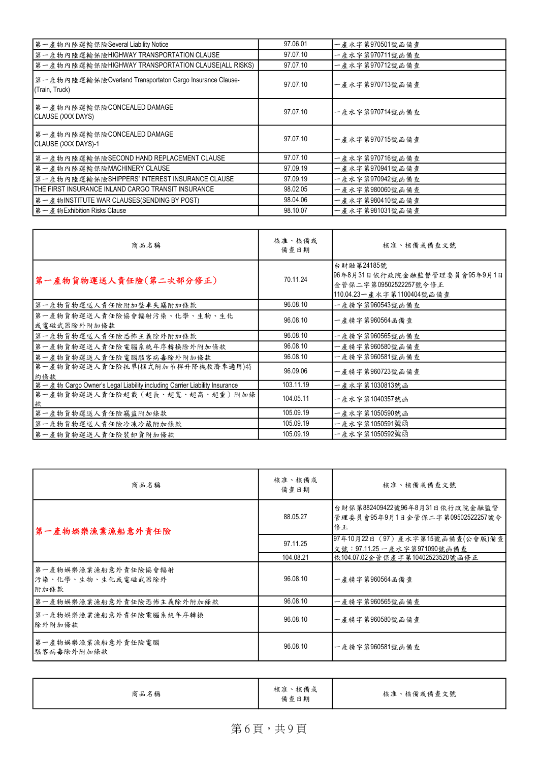| | | |
|---|---|---|
| 第一產物內陸運輸保險Several Liability Notice | 97.06.01 | 一產水字第970501號函備查 |
| 第一產物內陸運輸保險HIGHWAY TRANSPORTATION CLAUSE | 97.07.10 | 一產水字第970711號函備查 |
| 第一產物內陸運輸保險HIGHWAY TRANSPORTATION CLAUSE(ALL RISKS) | 97.07.10 | 一產水字第970712號函備查 |
| 第一產物內陸運輸保險Overland Transportaton Cargo Insurance Clause-(Train, Truck) | 97.07.10 | 一產水字第970713號函備查 |
| 第一產物內陸運輸保險CONCEALED DAMAGE CLAUSE (XXX DAYS) | 97.07.10 | 一產水字第970714號函備查 |
| 第一產物內陸運輸保險CONCEALED DAMAGE CLAUSE (XXX DAYS)-1 | 97.07.10 | 一產水字第970715號函備查 |
| 第一產物內陸運輸保險SECOND HAND REPLACEMENT CLAUSE | 97.07.10 | 一產水字第970716號函備查 |
| 第一產物內陸運輸保險MACHINERY CLAUSE | 97.09.19 | 一產水字第970941號函備查 |
| 第一產物內陸運輸保險SHIPPERS' INTEREST INSURANCE CLAUSE | 97.09.19 | 一產水字第970942號函備查 |
| THE FIRST INSURANCE INLAND CARGO TRANSIT INSURANCE | 98.02.05 | 一產水字第980060號函備查 |
| 第一產物INSTITUTE WAR CLAUSES(SENDING BY POST) | 98.04.06 | 一產水字第980410號函備查 |
| 第一產物Exhibition Risks Clause | 98.10.07 | 一產水字第981031號函備查 |

| 商品名稱 | 核准、核備或備查日期 | 核准、核備或備查文號 |
|---|---|---|
| **第一產物貨物運送人責任險(第二次部分修正)** | 70.11.24 | 台財融第24185號<br>96年8月31日依行政院金融監督管理委員會95年9月1日金管保二字第09502522257號令修正<br>110.04.23一產水字第1100404號函備查 |
| 第一產物貨物運送人責任險附加整車失竊附加條款 | 96.08.10 | 一產精字第960543號函備查 |
| 第一產物貨物運送人責任險協會輻射污染、化學、生物、生化或電磁武器除外附加條款 | 96.08.10 | 一產精字第960564函備查 |
| 第一產物貨物運送人責任險恐怖主義除外附加條款 | 96.08.10 | 一產精字第960565號函備查 |
| 第一產物貨物運送人責任險電腦系統年序轉換除外附加條款 | 96.08.10 | 一產精字第960580號函備查 |
| 第一產物貨物運送人責任險電腦駭客病毒除外附加條款 | 96.08.10 | 一產精字第960581號函備查 |
| 第一產物貨物運送人責任險批單(框式附加吊桿升降機救濟車適用)特約條款 | 96.09.06 | 一產精字第960723號函備查 |
| 第一產物 Cargo Owner's Legal Liability including Carrier Liability Insurance | 103.11.19 | 一產水字第1030813號函 |
| 第一產物貨物運送人責任險超載(超長、超寬、超高、超重)附加條款 | 104.05.11 | 一產水字第1040357號函 |
| 第一產物貨物運送人責任險竊盜附加條款 | 105.09.19 | 一產水字第1050590號函 |
| 第一產物貨物運送人責任險冷凍冷藏附加條款 | 105.09.19 | 一產水字第1050591號函 |
| 第一產物貨物運送人責任險裝卸貨附加條款 | 105.09.19 | 一產水字第1050592號函 |

| 商品名稱 | 核准、核備或備查日期 | 核准、核備或備查文號 |
|---|---|---|
| **第一產物娛樂漁業漁船意外責任險** | 88.05.27 | 台財保第882409422號96年8月31日依行政院金融監督管理委員會95年9月1日金管保二字第09502522257號令修正 |
| | 97.11.25 | 97年10月22日(97)產水字第15號函備查(公會版)備查文號:97.11.25一產水字第971090號函備查 |
| | 104.08.21 | 依104.07.02金管保產字第10402523520號函修正 |
| 第一產物娛樂漁業漁船意外責任險協會輻射污染、化學、生物、生化或電磁武器除外附加條款 | 96.08.10 | 一產精字第960564函備查 |
| 第一產物娛樂漁業漁船意外責任險恐怖主義除外附加條款 | 96.08.10 | 一產精字第960565號函備查 |
| 第一產物娛樂漁業漁船意外責任險電腦系統年序轉換除外附加條款 | 96.08.10 | 一產精字第960580號函備查 |
| 第一產物娛樂漁業漁船意外責任險電腦駭客病毒除外附加條款 | 96.08.10 | 一產精字第960581號函備查 |

| 商品名稱 | 核准、核備或備查日期 | 核准、核備或備查文號 |
|---|---|---|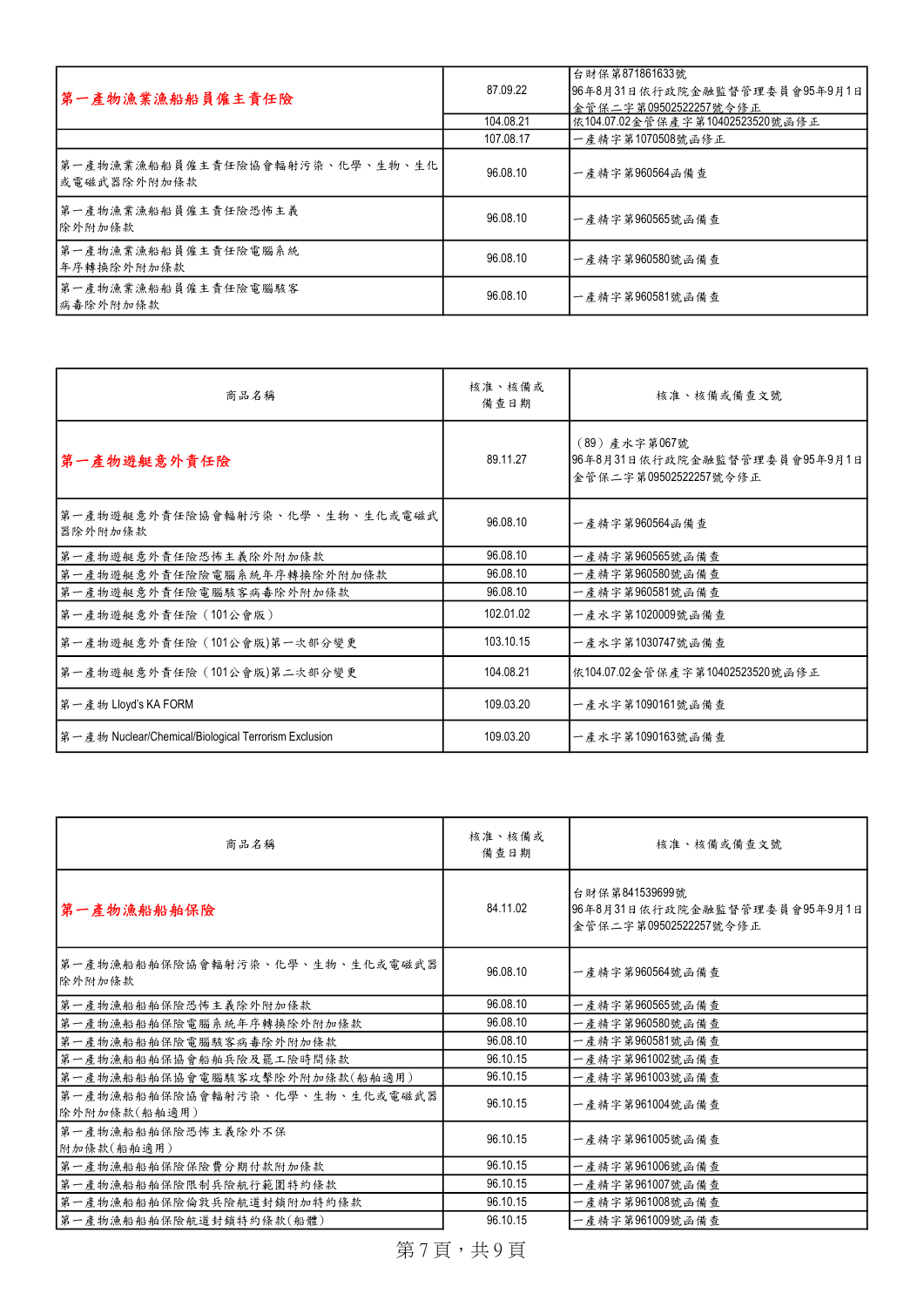| | | |
|---|---|---|
| **第一產物漁業漁船船員僱主責任險** | 87.09.22 | 台財保第871861633號<br>96年8月31日依行政院金融監督管理委員會95年9月1日金管保二字第09502522257號令修正 |
| | 104.08.21 | 依104.07.02金管保產字第10402523520號函修正 |
| | 107.08.17 | 一產精字第1070508號函修正 |
| 第一產物漁業漁船船員僱主責任險協會輻射污染、化學、生物、生化或電磁武器除外附加條款 | 96.08.10 | 一產精字第960564函備查 |
| 第一產物漁業漁船船員僱主責任險恐怖主義除外附加條款 | 96.08.10 | 一產精字第960565號函備查 |
| 第一產物漁業漁船船員僱主責任險電腦系統年序轉換除外附加條款 | 96.08.10 | 一產精字第960580號函備查 |
| 第一產物漁業漁船船員僱主責任險電腦駭客病毒除外附加條款 | 96.08.10 | 一產精字第960581號函備查 |

| 商品名稱 | 核准、核備或備查日期 | 核准、核備或備查文號 |
|---|---|---|
| **第一產物遊艇意外責任險** | 89.11.27 | （89）產水字第067號<br>96年8月31日依行政院金融監督管理委員會95年9月1日金管保二字第09502522257號令修正 |
| 第一產物遊艇意外責任險協會輻射污染、化學、生物、生化或電磁武器除外附加條款 | 96.08.10 | 一產精字第960564函備查 |
| 第一產物遊艇意外責任險恐怖主義除外附加條款 | 96.08.10 | 一產精字第960565號函備查 |
| 第一產物遊艇意外責任險險電腦系統年序轉換除外附加條款 | 96.08.10 | 一產精字第960580號函備查 |
| 第一產物遊艇意外責任險電腦駭客病毒除外附加條款 | 96.08.10 | 一產精字第960581號函備查 |
| 第一產物遊艇意外責任險（101公會版） | 102.01.02 | 一產水字第1020009號函備查 |
| 第一產物遊艇意外責任險（101公會版)第一次部分變更 | 103.10.15 | 一產水字第1030747號函備查 |
| 第一產物遊艇意外責任險（101公會版)第二次部分變更 | 104.08.21 | 依104.07.02金管保產字第10402523520號函修正 |
| 第一產物 Lloyd's KA FORM | 109.03.20 | 一產水字第1090161號函備查 |
| 第一產物 Nuclear/Chemical/Biological Terrorism Exclusion | 109.03.20 | 一產水字第1090163號函備查 |

| 商品名稱 | 核准、核備或備查日期 | 核准、核備或備查文號 |
|---|---|---|
| **第一產物漁船船舶保險** | 84.11.02 | 台財保第841539699號<br>96年8月31日依行政院金融監督管理委員會95年9月1日金管保二字第09502522257號令修正 |
| 第一產物漁船船舶保險協會輻射污染、化學、生物、生化或電磁武器除外附加條款 | 96.08.10 | 一產精字第960564號函備查 |
| 第一產物漁船船舶保險恐怖主義除外附加條款 | 96.08.10 | 一產精字第960565號函備查 |
| 第一產物漁船船舶保險電腦系統年序轉換除外附加條款 | 96.08.10 | 一產精字第960580號函備查 |
| 第一產物漁船船舶保險電腦駭客病毒除外附加條款 | 96.08.10 | 一產精字第960581號函備查 |
| 第一產物漁船船舶保協會船舶兵險及罷工險時間條款 | 96.10.15 | 一產精字第961002號函備查 |
| 第一產物漁船船舶保協會電腦駭客攻擊除外附加條款(船舶適用) | 96.10.15 | 一產精字第961003號函備查 |
| 第一產物漁船船舶保險協會輻射污染、化學、生物、生化或電磁武器除外附加條款(船舶適用) | 96.10.15 | 一產精字第961004號函備查 |
| 第一產物漁船船舶保險恐怖主義除外不保附加條款(船舶適用) | 96.10.15 | 一產精字第961005號函備查 |
| 第一產物漁船船舶保險保險費分期付款附加條款 | 96.10.15 | 一產精字第961006號函備查 |
| 第一產物漁船船舶保險限制兵險航行範圍特約條款 | 96.10.15 | 一產精字第961007號函備查 |
| 第一產物漁船船舶保險倫敦兵險航道封鎖附加特約條款 | 96.10.15 | 一產精字第961008號函備查 |
| 第一產物漁船船舶保險航道封鎖特約條款(船體) | 96.10.15 | 一產精字第961009號函備查 |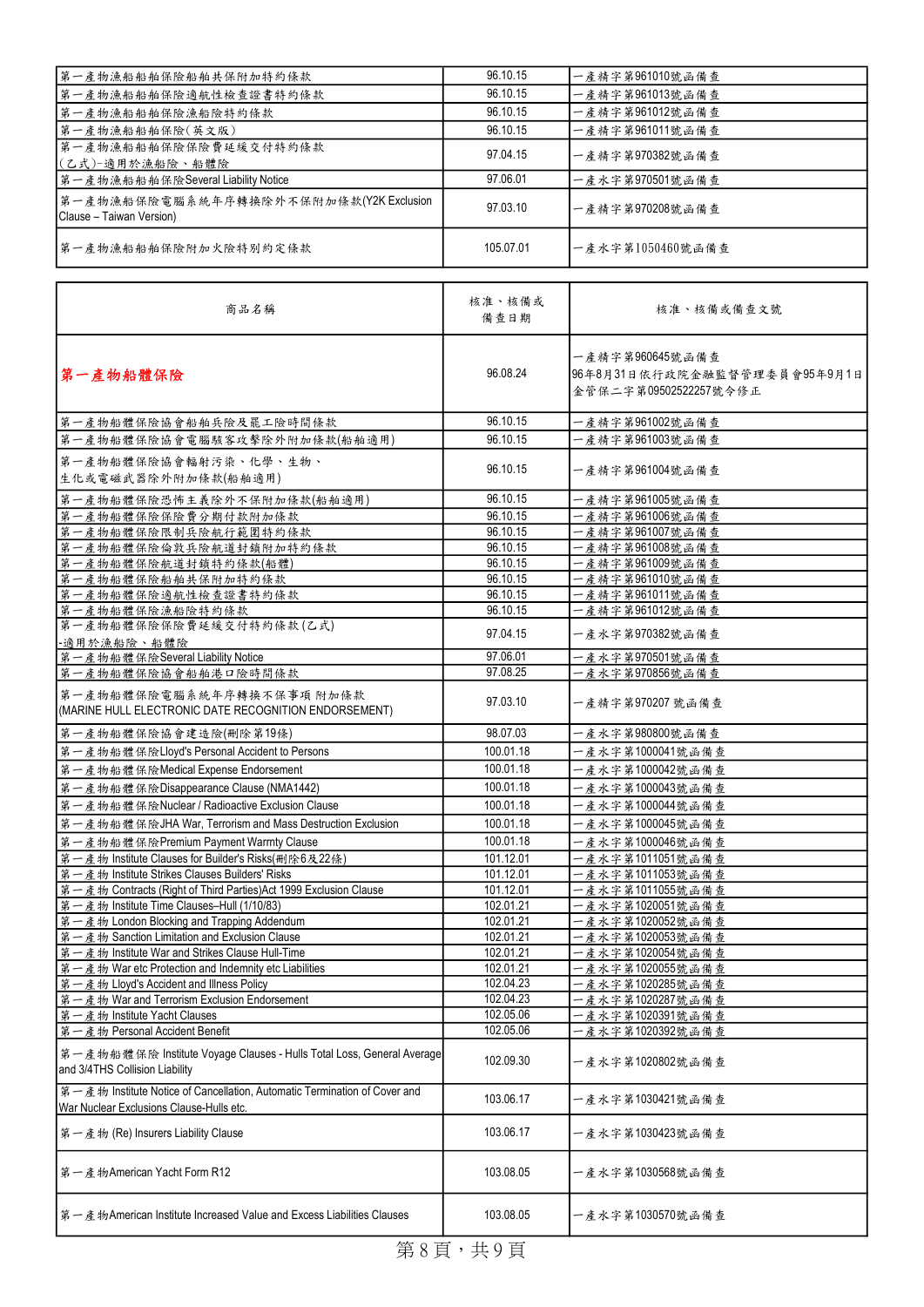| | | |
|---|---|---|
| 第一產物漁船船舶保險船舶共保附加特約條款 | 96.10.15 | 一產精字第961010號函備查 |
| 第一產物漁船船舶保險適航性檢查證書特約條款 | 96.10.15 | 一產精字第961013號函備查 |
| 第一產物漁船船舶保險漁船險特約條款 | 96.10.15 | 一產精字第961012號函備查 |
| 第一產物漁船船舶保險(英文版) | 96.10.15 | 一產精字第961011號函備查 |
| 第一產物漁船船舶保險保險費延緩交付特約條款(乙式)-適用於漁船險、船體險 | 97.04.15 | 一產精字第970382號函備查 |
| 第一產物漁船船舶保險Several Liability Notice | 97.06.01 | 一產水字第970501號函備查 |
| 第一產物漁船保險電腦系統年序轉換除外不保附加條款(Y2K Exclusion Clause – Taiwan Version) | 97.03.10 | 一產精字第970208號函備查 |
| 第一產物漁船船舶保險附加火險特別約定條款 | 105.07.01 | 一產水字第1050460號函備查 |

| 商品名稱 | 核准、核備或備查日期 | 核准、核備或備查文號 |
|---|---|---|
| **第一產物船體保險** | 96.08.24 | 一產精字第960645號函備查<br>96年8月31日依行政院金融監督管理委員會95年9月1日金管保二字第09502522257號令修正 |
| 第一產物船體保險協會船舶兵險及罷工險時間條款 | 96.10.15 | 一產精字第961002號函備查 |
| 第一產物船體保險協會電腦駭客攻擊除外附加條款(船舶適用) | 96.10.15 | 一產精字第961003號函備查 |
| 第一產物船體保險協會輻射污染、化學、生物、生化或電磁武器除外附加條款(船舶適用) | 96.10.15 | 一產精字第961004號函備查 |
| 第一產物船體保險恐怖主義除外不保附加條款(船舶適用) | 96.10.15 | 一產精字第961005號函備查 |
| 第一產物船體保險保險費分期付款附加條款 | 96.10.15 | 一產精字第961006號函備查 |
| 第一產物船體保險限制兵險航行範圍特約條款 | 96.10.15 | 一產精字第961007號函備查 |
| 第一產物船體保險倫敦兵險航道封鎖附加特約條款 | 96.10.15 | 一產精字第961008號函備查 |
| 第一產物船體保險航道封鎖特約條款(船體) | 96.10.15 | 一產精字第961009號函備查 |
| 第一產物船體保險船舶共保附加特約條款 | 96.10.15 | 一產精字第961010號函備查 |
| 第一產物船體保險適航性檢查證書特約條款 | 96.10.15 | 一產精字第961011號函備查 |
| 第一產物船體保險漁船險特約條款 | 96.10.15 | 一產精字第961012號函備查 |
| 第一產物船體保險保險費延緩交付特約條款(乙式)-適用於漁船險、船體險 | 97.04.15 | 一產水字第970382號函備查 |
| 第一產物船體保險Several Liability Notice | 97.06.01 | 一產水字第970501號函備查 |
| 第一產物船體保險協會船舶港口險時間條款 | 97.08.25 | 一產水字第970856號函備查 |
| 第一產物船體保險電腦系統年序轉換不保事項附加條款(MARINE HULL ELECTRONIC DATE RECOGNITION ENDORSEMENT) | 97.03.10 | 一產精字第970207號函備查 |
| 第一產物船體保險協會建造險(刪除第19條) | 98.07.03 | 一產水字第980800號函備查 |
| 第一產物船體保險Lloyd's Personal Accident to Persons | 100.01.18 | 一產水字第1000041號函備查 |
| 第一產物船體保險Medical Expense Endorsement | 100.01.18 | 一產水字第1000042號函備查 |
| 第一產物船體保險Disappearance Clause (NMA1442) | 100.01.18 | 一產水字第1000043號函備查 |
| 第一產物船體保險Nuclear / Radioactive Exclusion Clause | 100.01.18 | 一產水字第1000044號函備查 |
| 第一產物船體保險JHA War, Terrorism and Mass Destruction Exclusion | 100.01.18 | 一產水字第1000045號函備查 |
| 第一產物船體保險Premium Payment Warmty Clause | 100.01.18 | 一產水字第1000046號函備查 |
| 第一產物 Institute Clauses for Builder's Risks(刪除6及22條) | 101.12.01 | 一產水字第1011051號函備查 |
| 第一產物 Institute Strikes Clauses Builders' Risks | 101.12.01 | 一產水字第1011053號函備查 |
| 第一產物 Contracts (Right of Third Parties)Act 1999 Exclusion Clause | 101.12.01 | 一產水字第1011055號函備查 |
| 第一產物 Institute Time Clauses–Hull (1/10/83) | 102.01.21 | 一產水字第1020051號函備查 |
| 第一產物 London Blocking and Trapping Addendum | 102.01.21 | 一產水字第1020052號函備查 |
| 第一產物 Sanction Limitation and Exclusion Clause | 102.01.21 | 一產水字第1020053號函備查 |
| 第一產物 Institute War and Strikes Clause Hull-Time | 102.01.21 | 一產水字第1020054號函備查 |
| 第一產物 War etc Protection and Indemnity etc Liabilities | 102.01.21 | 一產水字第1020055號函備查 |
| 第一產物 Lloyd's Accident and Illness Policy | 102.04.23 | 一產水字第1020285號函備查 |
| 第一產物 War and Terrorism Exclusion Endorsement | 102.04.23 | 一產水字第1020287號函備查 |
| 第一產物 Institute Yacht Clauses | 102.05.06 | 一產水字第1020391號函備查 |
| 第一產物 Personal Accident Benefit | 102.05.06 | 一產水字第1020392號函備查 |
| 第一產物船體保險 Institute Voyage Clauses - Hulls Total Loss, General Average and 3/4THS Collision Liability | 102.09.30 | 一產水字第1020802號函備查 |
| 第一產物 Institute Notice of Cancellation, Automatic Termination of Cover and War Nuclear Exclusions Clause-Hulls etc. | 103.06.17 | 一產水字第1030421號函備查 |
| 第一產物 (Re) Insurers Liability Clause | 103.06.17 | 一產水字第1030423號函備查 |
| 第一產物American Yacht Form R12 | 103.08.05 | 一產水字第1030568號函備查 |
| 第一產物American Institute Increased Value and Excess Liabilities Clauses | 103.08.05 | 一產水字第1030570號函備查 |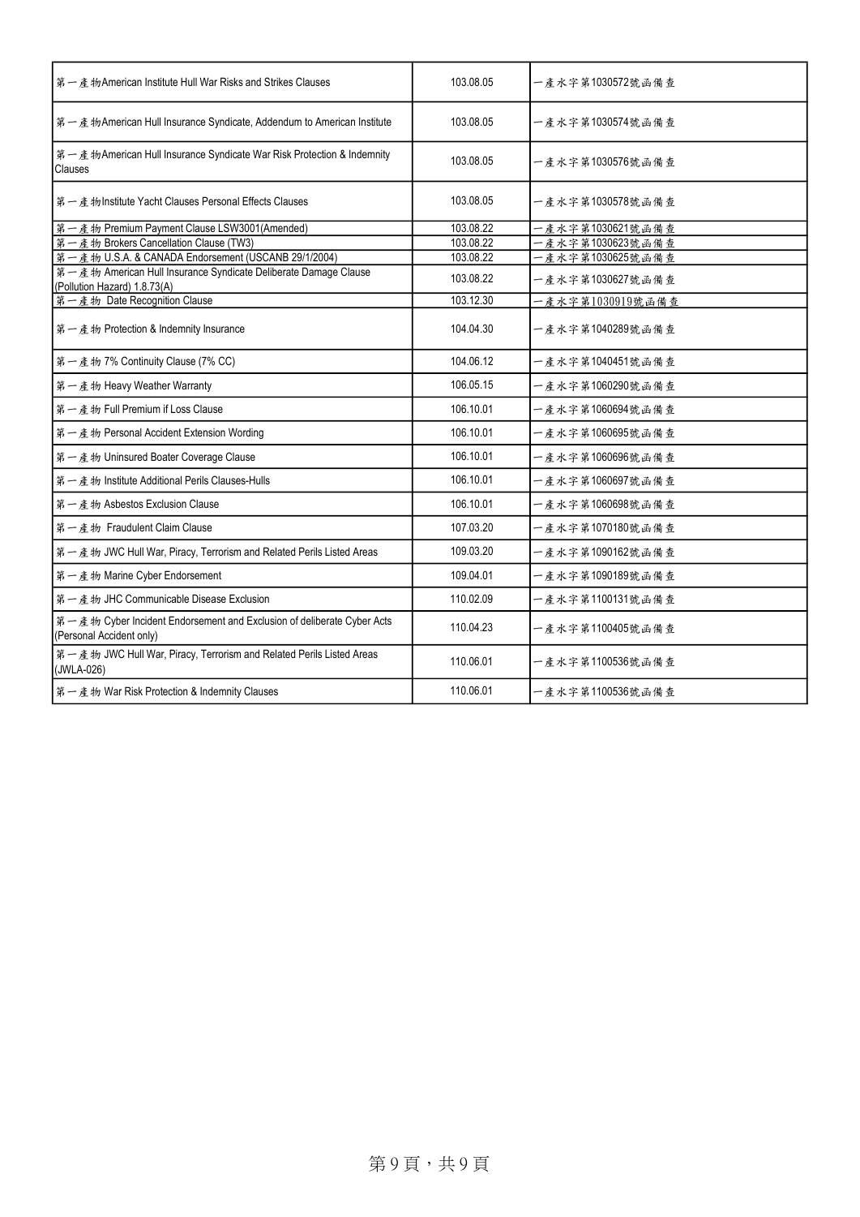| | | |
|---|---|---|
| 第一產物American Institute Hull War Risks and Strikes Clauses | 103.08.05 | 一產水字第1030572號函備查 |
| 第一產物American Hull Insurance Syndicate, Addendum to American Institute | 103.08.05 | 一產水字第1030574號函備查 |
| 第一產物American Hull Insurance Syndicate War Risk Protection & Indemnity Clauses | 103.08.05 | 一產水字第1030576號函備查 |
| 第一產物Institute Yacht Clauses Personal Effects Clauses | 103.08.05 | 一產水字第1030578號函備查 |
| 第一產物 Premium Payment Clause LSW3001(Amended) | 103.08.22 | 一產水字第1030621號函備查 |
| 第一產物 Brokers Cancellation Clause (TW3) | 103.08.22 | 一產水字第1030623號函備查 |
| 第一產物 U.S.A. & CANADA Endorsement (USCANB 29/1/2004) | 103.08.22 | 一產水字第1030625號函備查 |
| 第一產物 American Hull Insurance Syndicate Deliberate Damage Clause (Pollution Hazard) 1.8.73(A) | 103.08.22 | 一產水字第1030627號函備查 |
| 第一產物 Date Recognition Clause | 103.12.30 | 一產水字第1030919號函備查 |
| 第一產物 Protection & Indemnity Insurance | 104.04.30 | 一產水字第1040289號函備查 |
| 第一產物 7% Continuity Clause (7% CC) | 104.06.12 | 一產水字第1040451號函備查 |
| 第一產物 Heavy Weather Warranty | 106.05.15 | 一產水字第1060290號函備查 |
| 第一產物 Full Premium if Loss Clause | 106.10.01 | 一產水字第1060694號函備查 |
| 第一產物 Personal Accident Extension Wording | 106.10.01 | 一產水字第1060695號函備查 |
| 第一產物 Uninsured Boater Coverage Clause | 106.10.01 | 一產水字第1060696號函備查 |
| 第一產物 Institute Additional Perils Clauses-Hulls | 106.10.01 | 一產水字第1060697號函備查 |
| 第一產物 Asbestos Exclusion Clause | 106.10.01 | 一產水字第1060698號函備查 |
| 第一產物 Fraudulent Claim Clause | 107.03.20 | 一產水字第1070180號函備查 |
| 第一產物 JWC Hull War, Piracy, Terrorism and Related Perils Listed Areas | 109.03.20 | 一產水字第1090162號函備查 |
| 第一產物 Marine Cyber Endorsement | 109.04.01 | 一產水字第1090189號函備查 |
| 第一產物 JHC Communicable Disease Exclusion | 110.02.09 | 一產水字第1100131號函備查 |
| 第一產物 Cyber Incident Endorsement and Exclusion of deliberate Cyber Acts (Personal Accident only) | 110.04.23 | 一產水字第1100405號函備查 |
| 第一產物 JWC Hull War, Piracy, Terrorism and Related Perils Listed Areas (JWLA-026) | 110.06.01 | 一產水字第1100536號函備查 |
| 第一產物 War Risk Protection & Indemnity Clauses | 110.06.01 | 一產水字第1100536號函備查 |